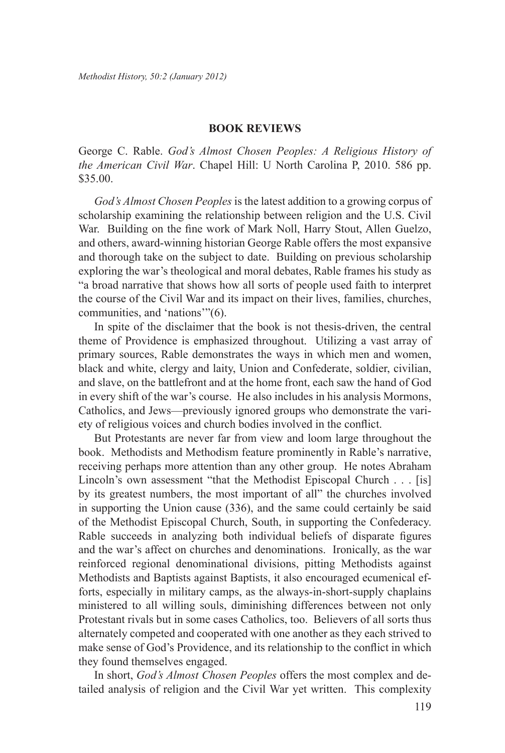## BOOK REVIEWS

George C. Rable. *God's Almost Chosen Peoples: A Religious History of the American Civil War*. Chapel Hill: U North Carolina P, 2010. 586 pp. $35.00.

*God's Almost Chosen Peoples* is the latest addition to a growing corpus of scholarship examining the relationship between religion and the U.S. Civil War. Building on the fine work of Mark Noll, Harry Stout, Allen Guelzo, and others, award-winning historian George Rable offers the most expansive and thorough take on the subject to date. Building on previous scholarship exploring the war's theological and moral debates, Rable frames his study as "a broad narrative that shows how all sorts of people used faith to interpret the course of the Civil War and its impact on their lives, families, churches, communities, and 'nations'"(6).

In spite of the disclaimer that the book is not thesis-driven, the central theme of Providence is emphasized throughout. Utilizing a vast array of primary sources, Rable demonstrates the ways in which men and women, black and white, clergy and laity, Union and Confederate, soldier, civilian, and slave, on the battlefront and at the home front, each saw the hand of God in every shift of the war's course. He also includes in his analysis Mormons, Catholics, and Jews—previously ignored groups who demonstrate the variety of religious voices and church bodies involved in the conflict.

But Protestants are never far from view and loom large throughout the book. Methodists and Methodism feature prominently in Rable's narrative, receiving perhaps more attention than any other group. He notes Abraham Lincoln's own assessment "that the Methodist Episcopal Church . . . [is] by its greatest numbers, the most important of all" the churches involved in supporting the Union cause (336), and the same could certainly be said of the Methodist Episcopal Church, South, in supporting the Confederacy. Rable succeeds in analyzing both individual beliefs of disparate figures and the war's affect on churches and denominations. Ironically, as the war reinforced regional denominational divisions, pitting Methodists against Methodists and Baptists against Baptists, it also encouraged ecumenical efforts, especially in military camps, as the always-in-short-supply chaplains ministered to all willing souls, diminishing differences between not only Protestant rivals but in some cases Catholics, too. Believers of all sorts thus alternately competed and cooperated with one another as they each strived to make sense of God's Providence, and its relationship to the conflict in which they found themselves engaged.

In short, *God's Almost Chosen Peoples* offers the most complex and detailed analysis of religion and the Civil War yet written. This complexity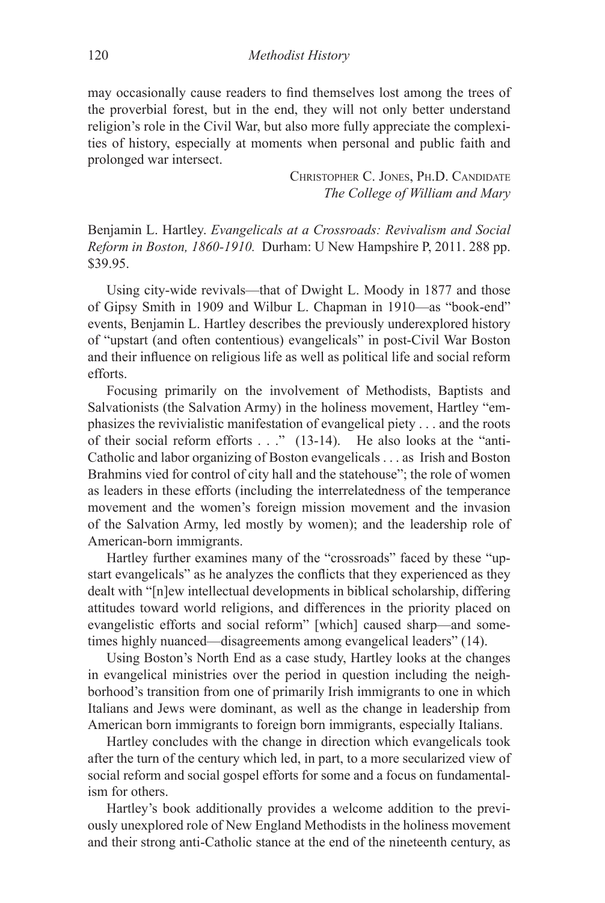may occasionally cause readers to find themselves lost among the trees of the proverbial forest, but in the end, they will not only better understand religion's role in the Civil War, but also more fully appreciate the complexities of history, especially at moments when personal and public faith and prolonged war intersect.

<div align="right">

Christopher C. Jones, Ph.D. Candidate
*The College of William and Mary*

</div>

Benjamin L. Hartley. *Evangelicals at a Crossroads: Revivalism and Social Reform in Boston, 1860-1910.* Durham: U New Hampshire P, 2011. 288 pp. $39.95.

Using city-wide revivals—that of Dwight L. Moody in 1877 and those of Gipsy Smith in 1909 and Wilbur L. Chapman in 1910—as "book-end" events, Benjamin L. Hartley describes the previously underexplored history of "upstart (and often contentious) evangelicals" in post-Civil War Boston and their influence on religious life as well as political life and social reform efforts.

Focusing primarily on the involvement of Methodists, Baptists and Salvationists (the Salvation Army) in the holiness movement, Hartley "emphasizes the revivialistic manifestation of evangelical piety . . . and the roots of their social reform efforts . . ." (13-14). He also looks at the "anti-Catholic and labor organizing of Boston evangelicals . . . as Irish and Boston Brahmins vied for control of city hall and the statehouse"; the role of women as leaders in these efforts (including the interrelatedness of the temperance movement and the women's foreign mission movement and the invasion of the Salvation Army, led mostly by women); and the leadership role of American-born immigrants.

Hartley further examines many of the "crossroads" faced by these "upstart evangelicals" as he analyzes the conflicts that they experienced as they dealt with "[n]ew intellectual developments in biblical scholarship, differing attitudes toward world religions, and differences in the priority placed on evangelistic efforts and social reform" [which] caused sharp—and sometimes highly nuanced—disagreements among evangelical leaders" (14).

Using Boston's North End as a case study, Hartley looks at the changes in evangelical ministries over the period in question including the neighborhood's transition from one of primarily Irish immigrants to one in which Italians and Jews were dominant, as well as the change in leadership from American born immigrants to foreign born immigrants, especially Italians.

Hartley concludes with the change in direction which evangelicals took after the turn of the century which led, in part, to a more secularized view of social reform and social gospel efforts for some and a focus on fundamentalism for others.

Hartley's book additionally provides a welcome addition to the previously unexplored role of New England Methodists in the holiness movement and their strong anti-Catholic stance at the end of the nineteenth century, as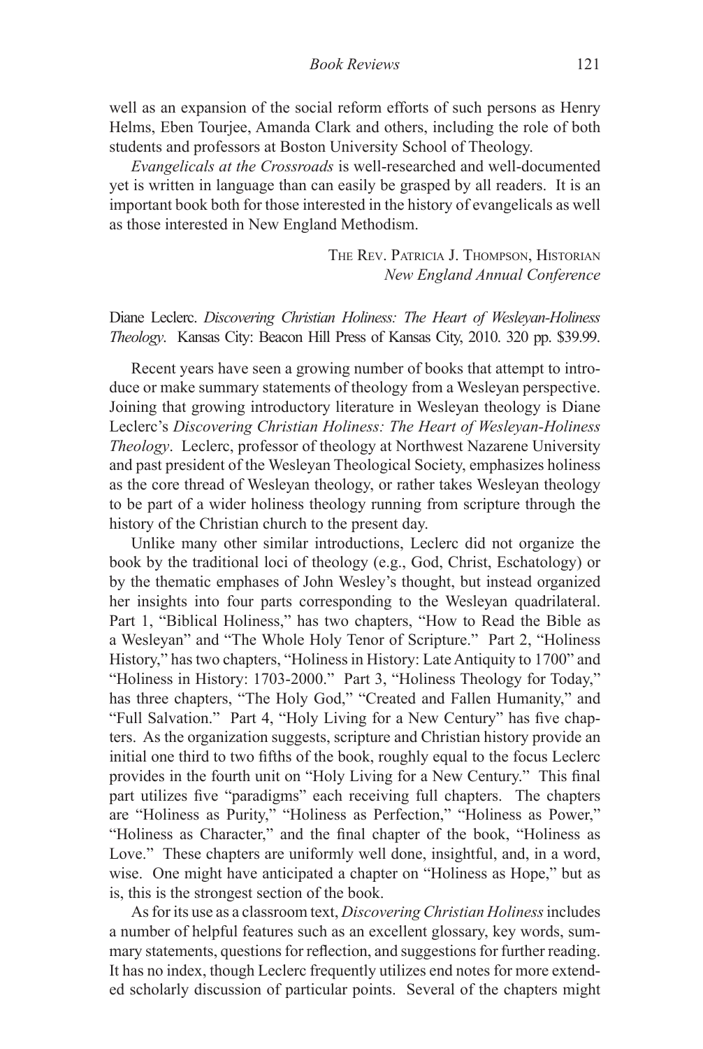well as an expansion of the social reform efforts of such persons as Henry Helms, Eben Tourjee, Amanda Clark and others, including the role of both students and professors at Boston University School of Theology.

*Evangelicals at the Crossroads* is well-researched and well-documented yet is written in language than can easily be grasped by all readers. It is an important book both for those interested in the history of evangelicals as well as those interested in New England Methodism.

The Rev. Patricia J. Thompson, Historian
*New England Annual Conference*

Diane Leclerc. *Discovering Christian Holiness: The Heart of Wesleyan-Holiness Theology*. Kansas City: Beacon Hill Press of Kansas City, 2010. 320 pp. $39.99.

Recent years have seen a growing number of books that attempt to introduce or make summary statements of theology from a Wesleyan perspective. Joining that growing introductory literature in Wesleyan theology is Diane Leclerc's *Discovering Christian Holiness: The Heart of Wesleyan-Holiness Theology*. Leclerc, professor of theology at Northwest Nazarene University and past president of the Wesleyan Theological Society, emphasizes holiness as the core thread of Wesleyan theology, or rather takes Wesleyan theology to be part of a wider holiness theology running from scripture through the history of the Christian church to the present day.

Unlike many other similar introductions, Leclerc did not organize the book by the traditional loci of theology (e.g., God, Christ, Eschatology) or by the thematic emphases of John Wesley's thought, but instead organized her insights into four parts corresponding to the Wesleyan quadrilateral. Part 1, "Biblical Holiness," has two chapters, "How to Read the Bible as a Wesleyan" and "The Whole Holy Tenor of Scripture." Part 2, "Holiness History," has two chapters, "Holiness in History: Late Antiquity to 1700" and "Holiness in History: 1703-2000." Part 3, "Holiness Theology for Today," has three chapters, "The Holy God," "Created and Fallen Humanity," and "Full Salvation." Part 4, "Holy Living for a New Century" has five chapters. As the organization suggests, scripture and Christian history provide an initial one third to two fifths of the book, roughly equal to the focus Leclerc provides in the fourth unit on "Holy Living for a New Century." This final part utilizes five "paradigms" each receiving full chapters. The chapters are "Holiness as Purity," "Holiness as Perfection," "Holiness as Power," "Holiness as Character," and the final chapter of the book, "Holiness as Love." These chapters are uniformly well done, insightful, and, in a word, wise. One might have anticipated a chapter on "Holiness as Hope," but as is, this is the strongest section of the book.

As for its use as a classroom text, *Discovering Christian Holiness* includes a number of helpful features such as an excellent glossary, key words, summary statements, questions for reflection, and suggestions for further reading. It has no index, though Leclerc frequently utilizes end notes for more extended scholarly discussion of particular points. Several of the chapters might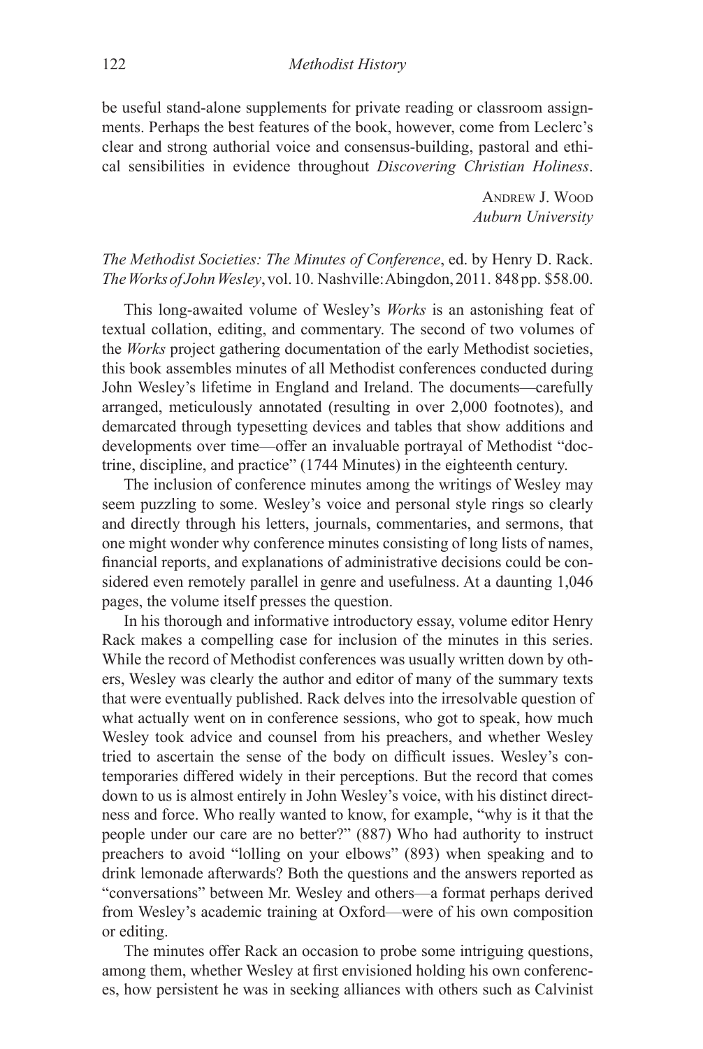be useful stand-alone supplements for private reading or classroom assignments. Perhaps the best features of the book, however, come from Leclerc's clear and strong authorial voice and consensus-building, pastoral and ethical sensibilities in evidence throughout *Discovering Christian Holiness*.

Andrew J. Wood
*Auburn University*

*The Methodist Societies: The Minutes of Conference*, ed. by Henry D. Rack. *The Works of John Wesley*, vol. 10. Nashville: Abingdon, 2011. 848 pp. $58.00.

This long-awaited volume of Wesley's *Works* is an astonishing feat of textual collation, editing, and commentary. The second of two volumes of the *Works* project gathering documentation of the early Methodist societies, this book assembles minutes of all Methodist conferences conducted during John Wesley's lifetime in England and Ireland. The documents—carefully arranged, meticulously annotated (resulting in over 2,000 footnotes), and demarcated through typesetting devices and tables that show additions and developments over time—offer an invaluable portrayal of Methodist "doctrine, discipline, and practice" (1744 Minutes) in the eighteenth century.

The inclusion of conference minutes among the writings of Wesley may seem puzzling to some. Wesley's voice and personal style rings so clearly and directly through his letters, journals, commentaries, and sermons, that one might wonder why conference minutes consisting of long lists of names, financial reports, and explanations of administrative decisions could be considered even remotely parallel in genre and usefulness. At a daunting 1,046 pages, the volume itself presses the question.

In his thorough and informative introductory essay, volume editor Henry Rack makes a compelling case for inclusion of the minutes in this series. While the record of Methodist conferences was usually written down by others, Wesley was clearly the author and editor of many of the summary texts that were eventually published. Rack delves into the irresolvable question of what actually went on in conference sessions, who got to speak, how much Wesley took advice and counsel from his preachers, and whether Wesley tried to ascertain the sense of the body on difficult issues. Wesley's contemporaries differed widely in their perceptions. But the record that comes down to us is almost entirely in John Wesley's voice, with his distinct directness and force. Who really wanted to know, for example, "why is it that the people under our care are no better?" (887) Who had authority to instruct preachers to avoid "lolling on your elbows" (893) when speaking and to drink lemonade afterwards? Both the questions and the answers reported as "conversations" between Mr. Wesley and others—a format perhaps derived from Wesley's academic training at Oxford—were of his own composition or editing.

The minutes offer Rack an occasion to probe some intriguing questions, among them, whether Wesley at first envisioned holding his own conferences, how persistent he was in seeking alliances with others such as Calvinist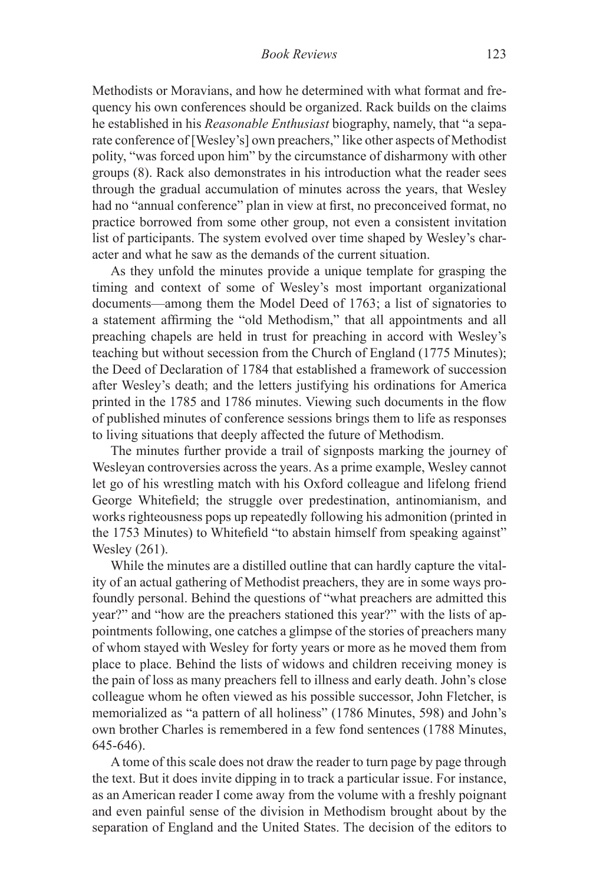Methodists or Moravians, and how he determined with what format and frequency his own conferences should be organized. Rack builds on the claims he established in his *Reasonable Enthusiast* biography, namely, that "a separate conference of [Wesley's] own preachers," like other aspects of Methodist polity, "was forced upon him" by the circumstance of disharmony with other groups (8). Rack also demonstrates in his introduction what the reader sees through the gradual accumulation of minutes across the years, that Wesley had no "annual conference" plan in view at first, no preconceived format, no practice borrowed from some other group, not even a consistent invitation list of participants. The system evolved over time shaped by Wesley's character and what he saw as the demands of the current situation.

As they unfold the minutes provide a unique template for grasping the timing and context of some of Wesley's most important organizational documents—among them the Model Deed of 1763; a list of signatories to a statement affirming the "old Methodism," that all appointments and all preaching chapels are held in trust for preaching in accord with Wesley's teaching but without secession from the Church of England (1775 Minutes); the Deed of Declaration of 1784 that established a framework of succession after Wesley's death; and the letters justifying his ordinations for America printed in the 1785 and 1786 minutes. Viewing such documents in the flow of published minutes of conference sessions brings them to life as responses to living situations that deeply affected the future of Methodism.

The minutes further provide a trail of signposts marking the journey of Wesleyan controversies across the years. As a prime example, Wesley cannot let go of his wrestling match with his Oxford colleague and lifelong friend George Whitefield; the struggle over predestination, antinomianism, and works righteousness pops up repeatedly following his admonition (printed in the 1753 Minutes) to Whitefield "to abstain himself from speaking against" Wesley (261).

While the minutes are a distilled outline that can hardly capture the vitality of an actual gathering of Methodist preachers, they are in some ways profoundly personal. Behind the questions of "what preachers are admitted this year?" and "how are the preachers stationed this year?" with the lists of appointments following, one catches a glimpse of the stories of preachers many of whom stayed with Wesley for forty years or more as he moved them from place to place. Behind the lists of widows and children receiving money is the pain of loss as many preachers fell to illness and early death. John's close colleague whom he often viewed as his possible successor, John Fletcher, is memorialized as "a pattern of all holiness" (1786 Minutes, 598) and John's own brother Charles is remembered in a few fond sentences (1788 Minutes, 645-646).

A tome of this scale does not draw the reader to turn page by page through the text. But it does invite dipping in to track a particular issue. For instance, as an American reader I come away from the volume with a freshly poignant and even painful sense of the division in Methodism brought about by the separation of England and the United States. The decision of the editors to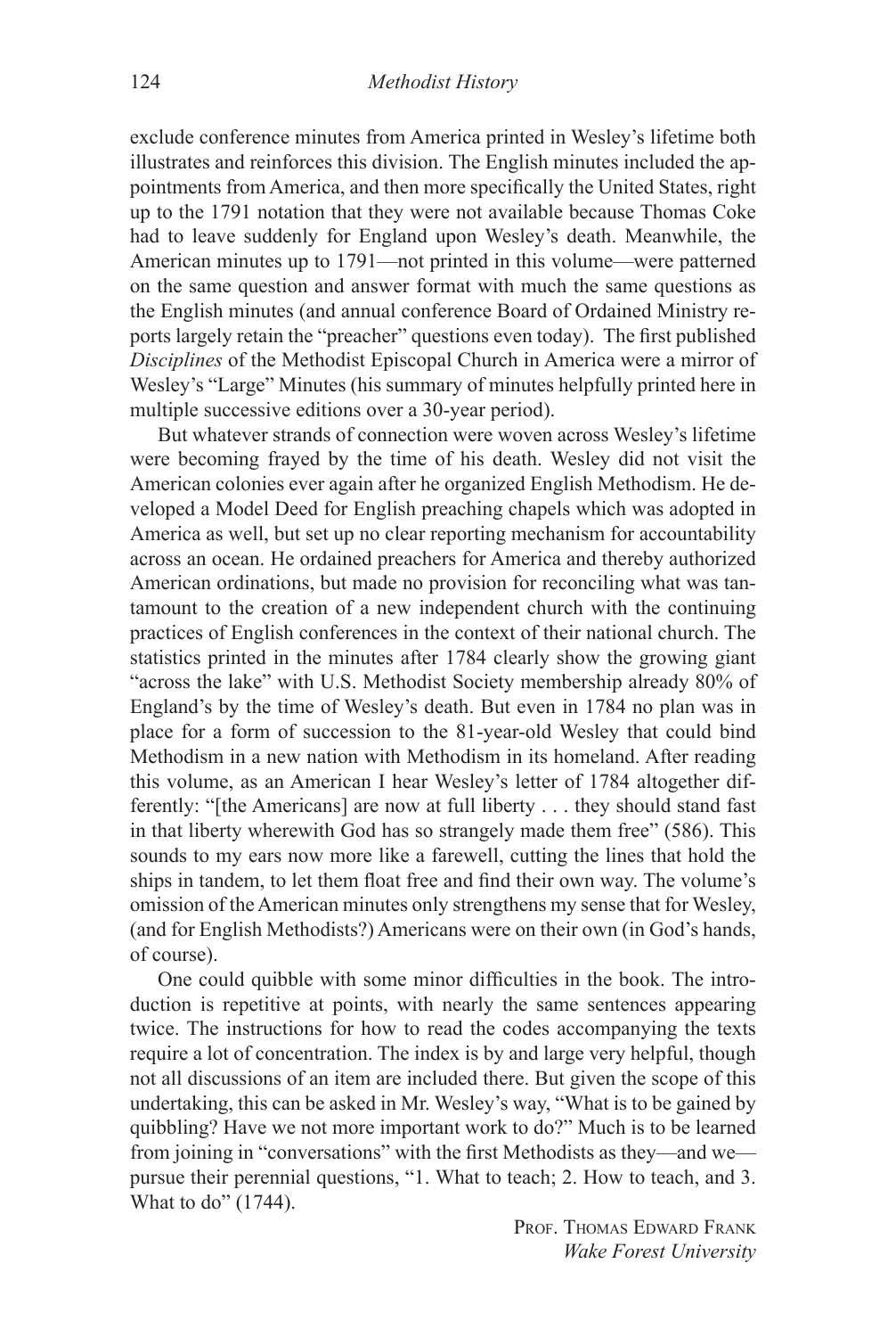exclude conference minutes from America printed in Wesley's lifetime both illustrates and reinforces this division. The English minutes included the appointments from America, and then more specifically the United States, right up to the 1791 notation that they were not available because Thomas Coke had to leave suddenly for England upon Wesley's death. Meanwhile, the American minutes up to 1791—not printed in this volume—were patterned on the same question and answer format with much the same questions as the English minutes (and annual conference Board of Ordained Ministry reports largely retain the "preacher" questions even today). The first published *Disciplines* of the Methodist Episcopal Church in America were a mirror of Wesley's "Large" Minutes (his summary of minutes helpfully printed here in multiple successive editions over a 30-year period).

But whatever strands of connection were woven across Wesley's lifetime were becoming frayed by the time of his death. Wesley did not visit the American colonies ever again after he organized English Methodism. He developed a Model Deed for English preaching chapels which was adopted in America as well, but set up no clear reporting mechanism for accountability across an ocean. He ordained preachers for America and thereby authorized American ordinations, but made no provision for reconciling what was tantamount to the creation of a new independent church with the continuing practices of English conferences in the context of their national church. The statistics printed in the minutes after 1784 clearly show the growing giant "across the lake" with U.S. Methodist Society membership already 80% of England's by the time of Wesley's death. But even in 1784 no plan was in place for a form of succession to the 81-year-old Wesley that could bind Methodism in a new nation with Methodism in its homeland. After reading this volume, as an American I hear Wesley's letter of 1784 altogether differently: "[the Americans] are now at full liberty . . . they should stand fast in that liberty wherewith God has so strangely made them free" (586). This sounds to my ears now more like a farewell, cutting the lines that hold the ships in tandem, to let them float free and find their own way. The volume's omission of the American minutes only strengthens my sense that for Wesley, (and for English Methodists?) Americans were on their own (in God's hands, of course).

One could quibble with some minor difficulties in the book. The introduction is repetitive at points, with nearly the same sentences appearing twice. The instructions for how to read the codes accompanying the texts require a lot of concentration. The index is by and large very helpful, though not all discussions of an item are included there. But given the scope of this undertaking, this can be asked in Mr. Wesley's way, "What is to be gained by quibbling? Have we not more important work to do?" Much is to be learned from joining in "conversations" with the first Methodists as they—and we—pursue their perennial questions, "1. What to teach; 2. How to teach, and 3. What to do" (1744).

Prof. Thomas Edward Frank  
*Wake Forest University*